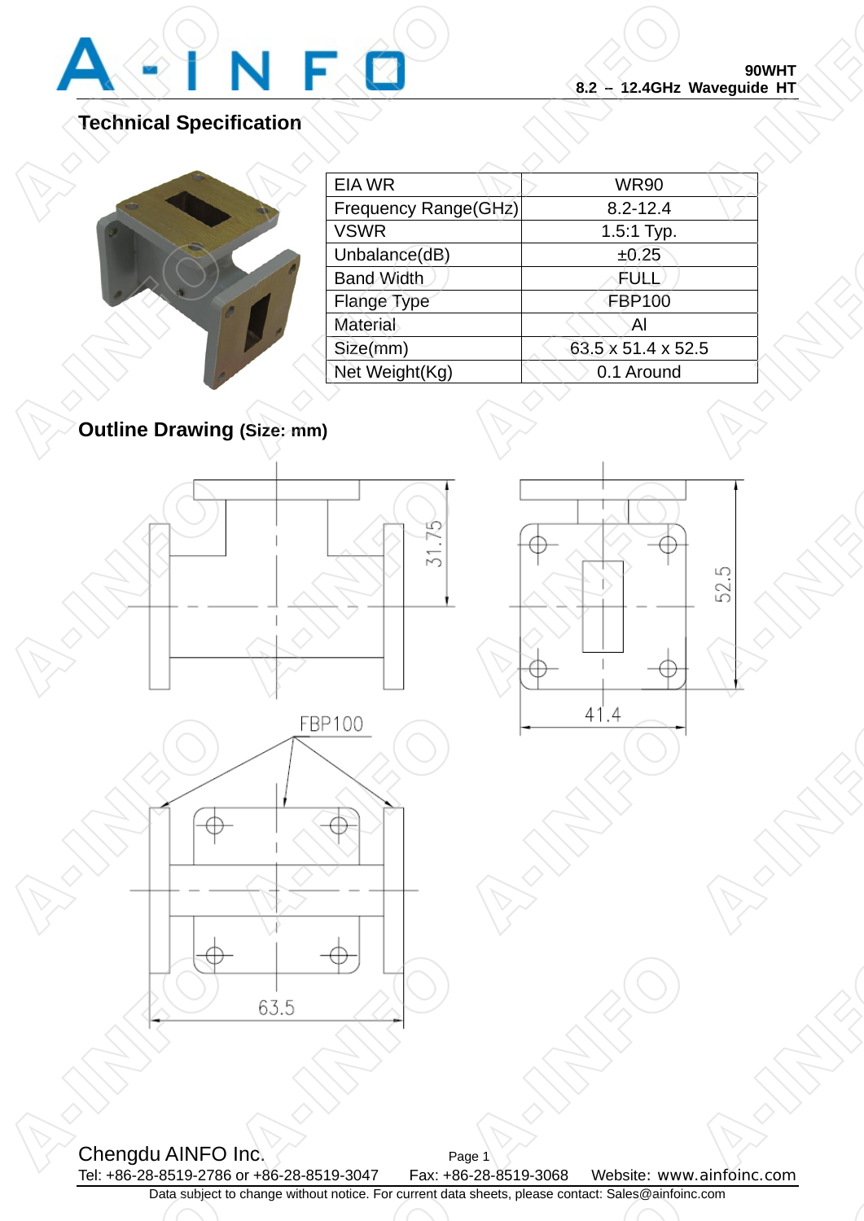# Technical Specification

| | |
|---|---|
| EIA WR | WR90 |
| Frequency Range(GHz) | 8.2-12.4 |
| VSWR | 1.5:1 Typ. |
| Unbalance(dB) | ±0.25 |
| Band Width | FULL |
| Flange Type | FBP100 |
| Material | Al |
| Size(mm) | 63.5 x 51.4 x 52.5 |
| Net Weight(Kg) | 0.1 Around |

## Outline Drawing **(Size: mm)**

31.75

52.5

41.4

FBP100

63.5

Chengdu AINFO Inc.

Tel: +86-28-8519-2786 or +86-28-8519-3047 Fax: +86-28-8519-3068 Website: www.ainfoinc.com

Data subject to change without notice. For current data sheets, please contact: Sales@ainfoinc.com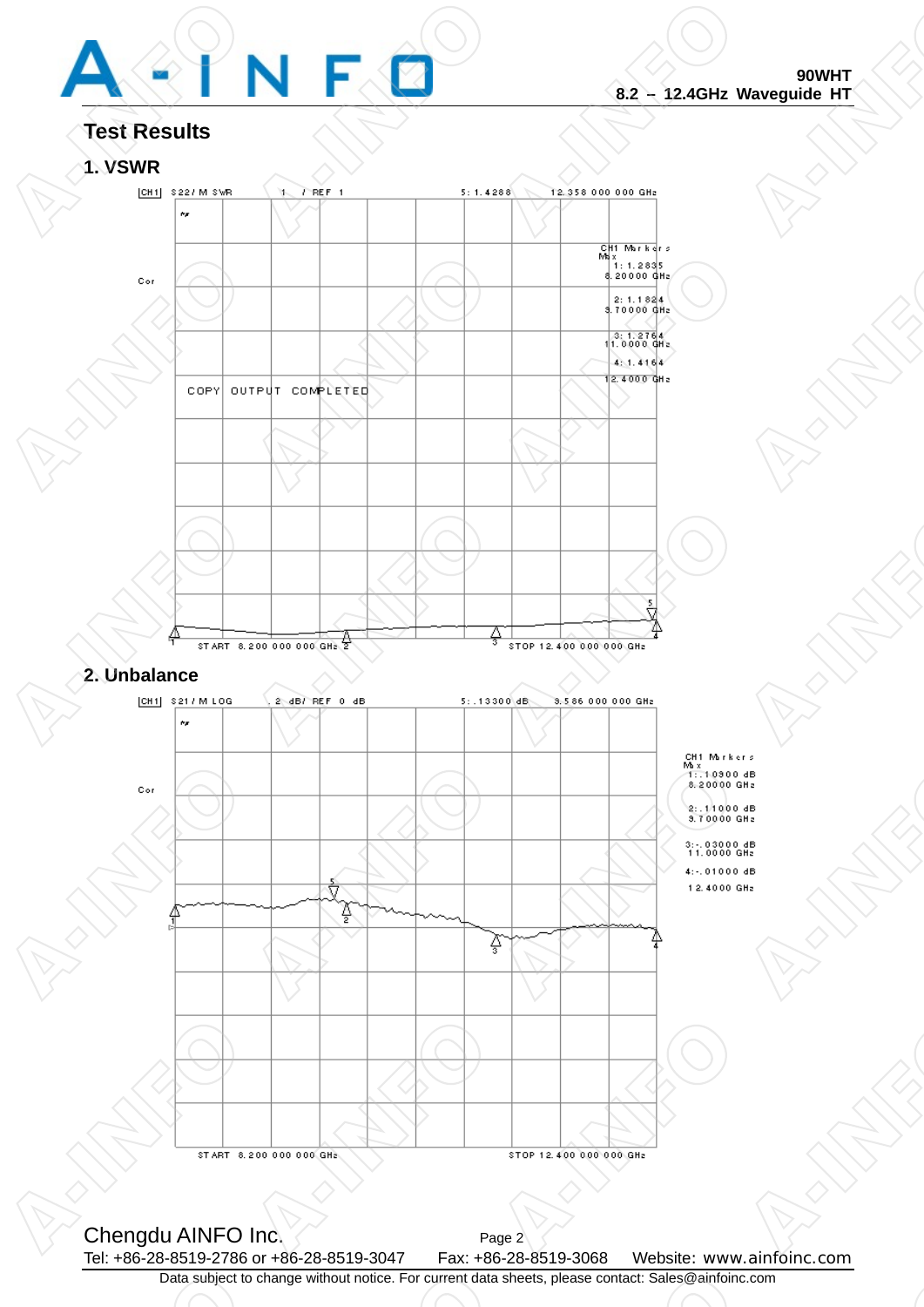# Test Results

## 1. VSWR

CH1 S22/M SWR 1 / REF 1 5: 1.4288 12.358 000 000 GHz

Cor

CH1 Markers
Max
1: 1.2835
8.20000 GHz
2: 1.1824
9.70000 GHz
3: 1.2764
11.0000 GHz
4: 1.4164
12.4000 GHz

COPY OUTPUT COMPLETED

START 8.200 000 000 GHz STOP 12.400 000 000 GHz

## 2. Unbalance

CH1 S21/M LOG .2 dB/ REF 0 dB 5: .13300 dB 9.586 000 000 GHz

Cor

CH1 Markers
Max
1: .10300 dB
8.20000 GHz
2: .11000 dB
9.70000 GHz
3: -.03000 dB
11.0000 GHz
4: -.01000 dB
12.4000 GHz

START 8.200 000 000 GHz STOP 12.400 000 000 GHz

Chengdu AINFO Inc.

Tel: +86-28-8519-2786 or +86-28-8519-3047 Fax: +86-28-8519-3068 Website: www.ainfoinc.com

Data subject to change without notice. For current data sheets, please contact: Sales@ainfoinc.com